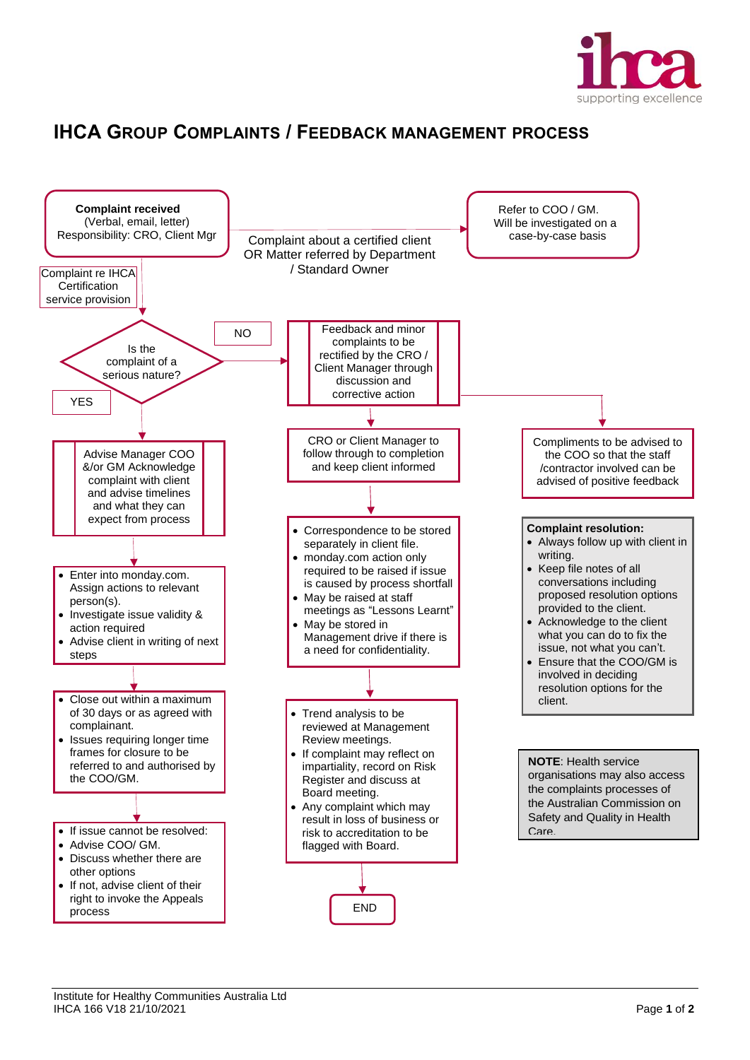# IHCA Group Complaints / Feedback Management Process

**Complaint received**
(Verbal, email, letter)
Responsibility: CRO, Client Mgr

Complaint about a certified client OR Matter referred by Department / Standard Owner

Refer to COO / GM.
Will be investigated on a case-by-case basis

Complaint re IHCA Certification service provision

Is the complaint of a serious nature?

NO

Feedback and minor complaints to be rectified by the CRO / Client Manager through discussion and corrective action

YES

Advise Manager COO &/or GM Acknowledge complaint with client and advise timelines and what they can expect from process

CRO or Client Manager to follow through to completion and keep client informed

Compliments to be advised to the COO so that the staff /contractor involved can be advised of positive feedback

- Enter into monday.com. Assign actions to relevant person(s).
- Investigate issue validity & action required
- Advise client in writing of next steps

- Correspondence to be stored separately in client file.
- monday.com action only required to be raised if issue is caused by process shortfall
- May be raised at staff meetings as "Lessons Learnt"
- May be stored in Management drive if there is a need for confidentiality.

**Complaint resolution:**
- Always follow up with client in writing.
- Keep file notes of all conversations including proposed resolution options provided to the client.
- Acknowledge to the client what you can do to fix the issue, not what you can't.
- Ensure that the COO/GM is involved in deciding resolution options for the client.

- Close out within a maximum of 30 days or as agreed with complainant.
- Issues requiring longer time frames for closure to be referred to and authorised by the COO/GM.

- Trend analysis to be reviewed at Management Review meetings.
- If complaint may reflect on impartiality, record on Risk Register and discuss at Board meeting.
- Any complaint which may result in loss of business or risk to accreditation to be flagged with Board.

**NOTE**: Health service organisations may also access the complaints processes of the Australian Commission on Safety and Quality in Health Care.

- If issue cannot be resolved:
- Advise COO/ GM.
- Discuss whether there are other options
- If not, advise client of their right to invoke the Appeals process

END

Institute for Healthy Communities Australia Ltd
IHCA 166 V18 21/10/2021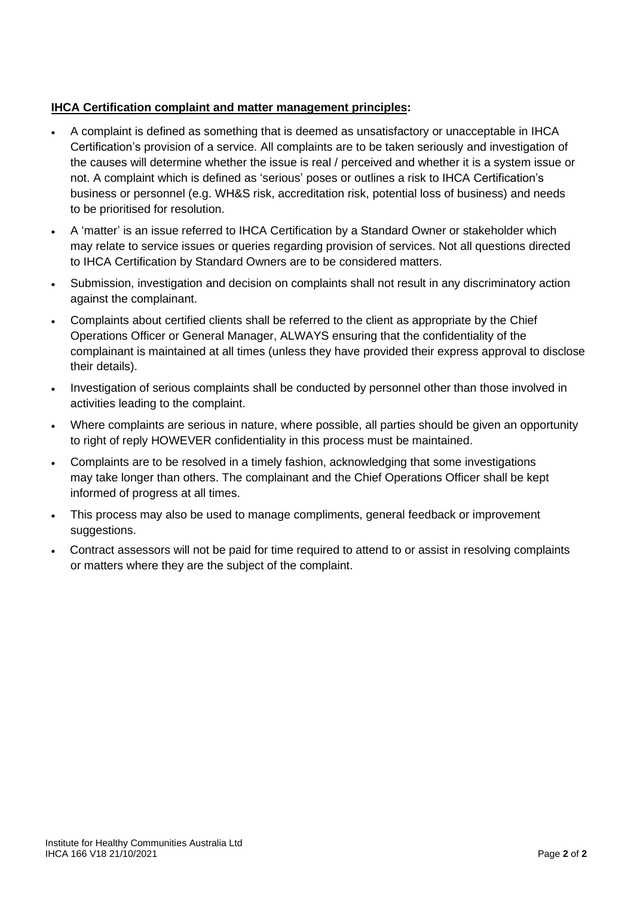**IHCA Certification complaint and matter management principles:**

- A complaint is defined as something that is deemed as unsatisfactory or unacceptable in IHCA Certification's provision of a service. All complaints are to be taken seriously and investigation of the causes will determine whether the issue is real / perceived and whether it is a system issue or not. A complaint which is defined as 'serious' poses or outlines a risk to IHCA Certification's business or personnel (e.g. WH&S risk, accreditation risk, potential loss of business) and needs to be prioritised for resolution.
- A 'matter' is an issue referred to IHCA Certification by a Standard Owner or stakeholder which may relate to service issues or queries regarding provision of services. Not all questions directed to IHCA Certification by Standard Owners are to be considered matters.
- Submission, investigation and decision on complaints shall not result in any discriminatory action against the complainant.
- Complaints about certified clients shall be referred to the client as appropriate by the Chief Operations Officer or General Manager, ALWAYS ensuring that the confidentiality of the complainant is maintained at all times (unless they have provided their express approval to disclose their details).
- Investigation of serious complaints shall be conducted by personnel other than those involved in activities leading to the complaint.
- Where complaints are serious in nature, where possible, all parties should be given an opportunity to right of reply HOWEVER confidentiality in this process must be maintained.
- Complaints are to be resolved in a timely fashion, acknowledging that some investigations may take longer than others. The complainant and the Chief Operations Officer shall be kept informed of progress at all times.
- This process may also be used to manage compliments, general feedback or improvement suggestions.
- Contract assessors will not be paid for time required to attend to or assist in resolving complaints or matters where they are the subject of the complaint.